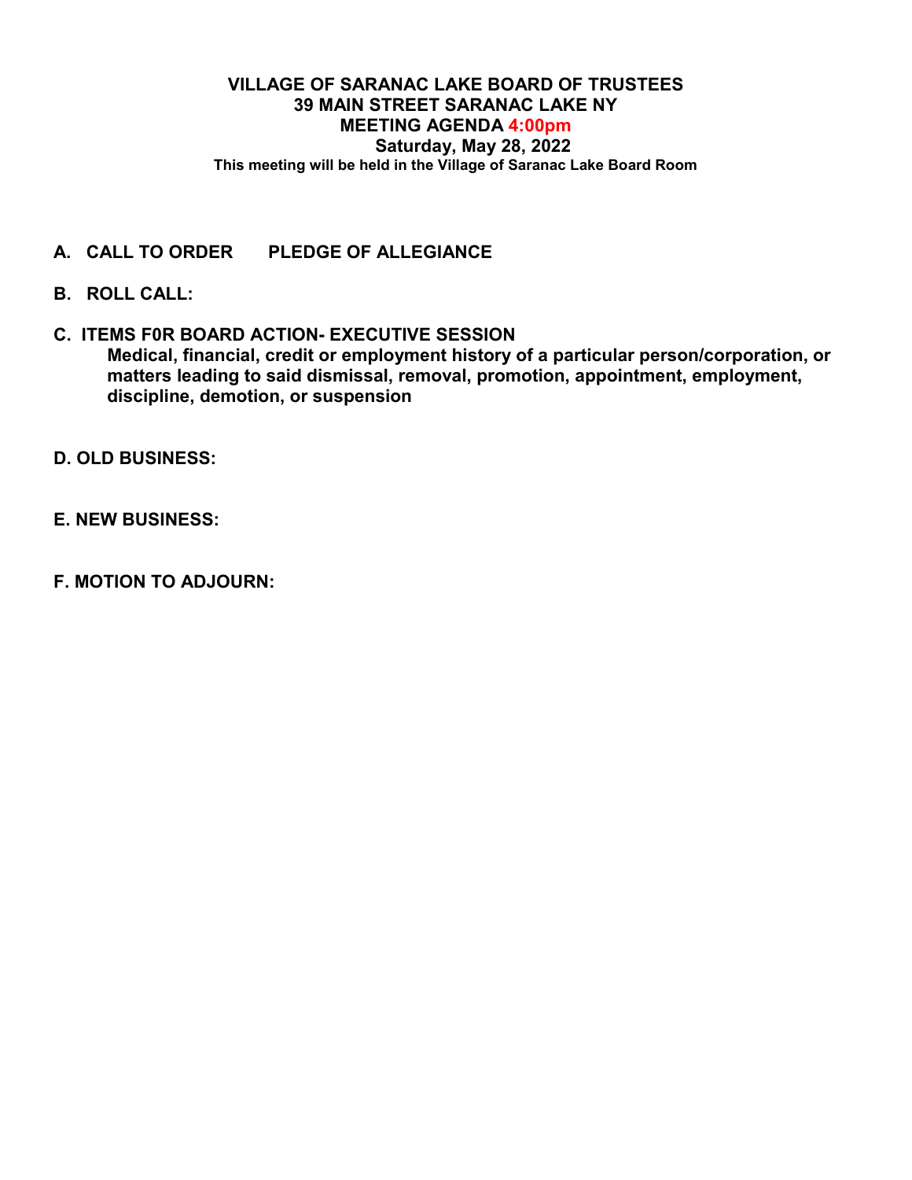# VILLAGE OF SARANAC LAKE BOARD OF TRUSTEES
## 39 MAIN STREET SARANAC LAKE NY
## MEETING AGENDA 4:00pm
## Saturday, May 28, 2022

**This meeting will be held in the Village of Saranac Lake Board Room**

**A. CALL TO ORDER PLEDGE OF ALLEGIANCE**

**B. ROLL CALL:**

**C. ITEMS F0R BOARD ACTION- EXECUTIVE SESSION**

**Medical, financial, credit or employment history of a particular person/corporation, or matters leading to said dismissal, removal, promotion, appointment, employment, discipline, demotion, or suspension**

**D. OLD BUSINESS:**

**E. NEW BUSINESS:**

**F. MOTION TO ADJOURN:**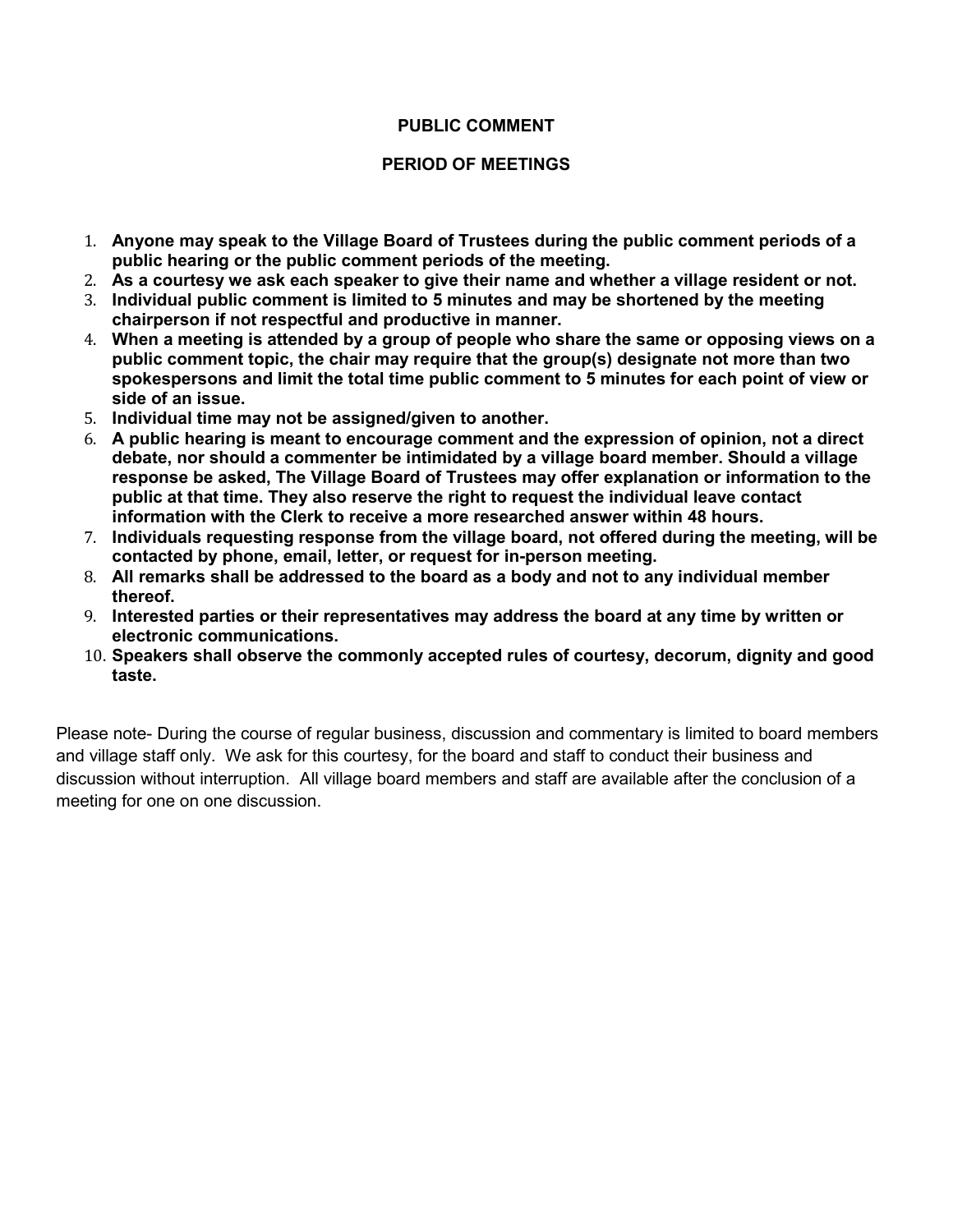**PUBLIC COMMENT**

**PERIOD OF MEETINGS**

1. **Anyone may speak to the Village Board of Trustees during the public comment periods of a public hearing or the public comment periods of the meeting.**
2. **As a courtesy we ask each speaker to give their name and whether a village resident or not.**
3. **Individual public comment is limited to 5 minutes and may be shortened by the meeting chairperson if not respectful and productive in manner.**
4. **When a meeting is attended by a group of people who share the same or opposing views on a public comment topic, the chair may require that the group(s) designate not more than two spokespersons and limit the total time public comment to 5 minutes for each point of view or side of an issue.**
5. **Individual time may not be assigned/given to another.**
6. **A public hearing is meant to encourage comment and the expression of opinion, not a direct debate, nor should a commenter be intimidated by a village board member. Should a village response be asked, The Village Board of Trustees may offer explanation or information to the public at that time. They also reserve the right to request the individual leave contact information with the Clerk to receive a more researched answer within 48 hours.**
7. **Individuals requesting response from the village board, not offered during the meeting, will be contacted by phone, email, letter, or request for in-person meeting.**
8. **All remarks shall be addressed to the board as a body and not to any individual member thereof.**
9. **Interested parties or their representatives may address the board at any time by written or electronic communications.**
10. **Speakers shall observe the commonly accepted rules of courtesy, decorum, dignity and good taste.**

Please note- During the course of regular business, discussion and commentary is limited to board members and village staff only. We ask for this courtesy, for the board and staff to conduct their business and discussion without interruption. All village board members and staff are available after the conclusion of a meeting for one on one discussion.